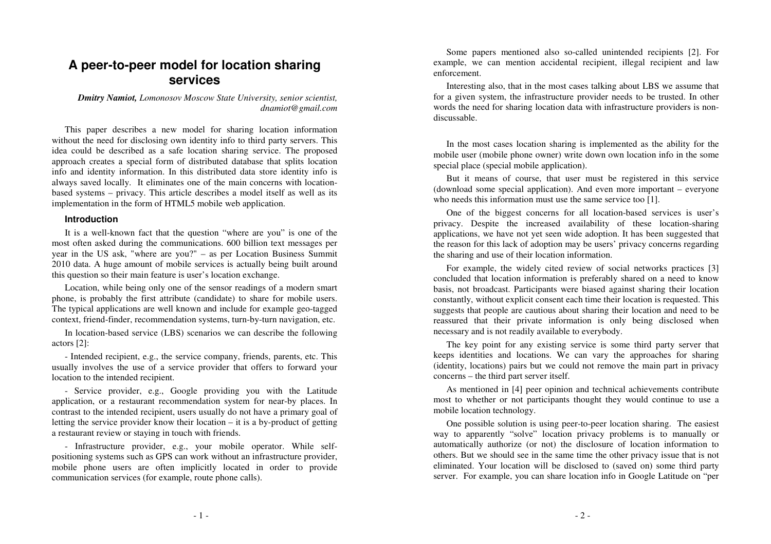# A peer-to-peer model for location sharing services

***Dmitry Namiot,*** *Lomonosov Moscow State University, senior scientist, dnamiot@gmail.com*

This paper describes a new model for sharing location information without the need for disclosing own identity info to third party servers. This idea could be described as a safe location sharing service. The proposed approach creates a special form of distributed database that splits location info and identity information. In this distributed data store identity info is always saved locally. It eliminates one of the main concerns with location-based systems – privacy. This article describes a model itself as well as its implementation in the form of HTML5 mobile web application.

## Introduction

It is a well-known fact that the question "where are you" is one of the most often asked during the communications. 600 billion text messages per year in the US ask, "where are you?" – as per Location Business Summit 2010 data. A huge amount of mobile services is actually being built around this question so their main feature is user's location exchange.

Location, while being only one of the sensor readings of a modern smart phone, is probably the first attribute (candidate) to share for mobile users. The typical applications are well known and include for example geo-tagged context, friend-finder, recommendation systems, turn-by-turn navigation, etc.

In location-based service (LBS) scenarios we can describe the following actors [2]:

- Intended recipient, e.g., the service company, friends, parents, etc. This usually involves the use of a service provider that offers to forward your location to the intended recipient.

- Service provider, e.g., Google providing you with the Latitude application, or a restaurant recommendation system for near-by places. In contrast to the intended recipient, users usually do not have a primary goal of letting the service provider know their location – it is a by-product of getting a restaurant review or staying in touch with friends.

- Infrastructure provider, e.g., your mobile operator. While self-positioning systems such as GPS can work without an infrastructure provider, mobile phone users are often implicitly located in order to provide communication services (for example, route phone calls).

Some papers mentioned also so-called unintended recipients [2]. For example, we can mention accidental recipient, illegal recipient and law enforcement.

Interesting also, that in the most cases talking about LBS we assume that for a given system, the infrastructure provider needs to be trusted. In other words the need for sharing location data with infrastructure providers is non-discussable.

In the most cases location sharing is implemented as the ability for the mobile user (mobile phone owner) write down own location info in the some special place (special mobile application).

But it means of course, that user must be registered in this service (download some special application). And even more important – everyone who needs this information must use the same service too [1].

One of the biggest concerns for all location-based services is user's privacy. Despite the increased availability of these location-sharing applications, we have not yet seen wide adoption. It has been suggested that the reason for this lack of adoption may be users' privacy concerns regarding the sharing and use of their location information.

For example, the widely cited review of social networks practices [3] concluded that location information is preferably shared on a need to know basis, not broadcast. Participants were biased against sharing their location constantly, without explicit consent each time their location is requested. This suggests that people are cautious about sharing their location and need to be reassured that their private information is only being disclosed when necessary and is not readily available to everybody.

The key point for any existing service is some third party server that keeps identities and locations. We can vary the approaches for sharing (identity, locations) pairs but we could not remove the main part in privacy concerns – the third part server itself.

As mentioned in [4] peer opinion and technical achievements contribute most to whether or not participants thought they would continue to use a mobile location technology.

One possible solution is using peer-to-peer location sharing. The easiest way to apparently "solve" location privacy problems is to manually or automatically authorize (or not) the disclosure of location information to others. But we should see in the same time the other privacy issue that is not eliminated. Your location will be disclosed to (saved on) some third party server. For example, you can share location info in Google Latitude on "per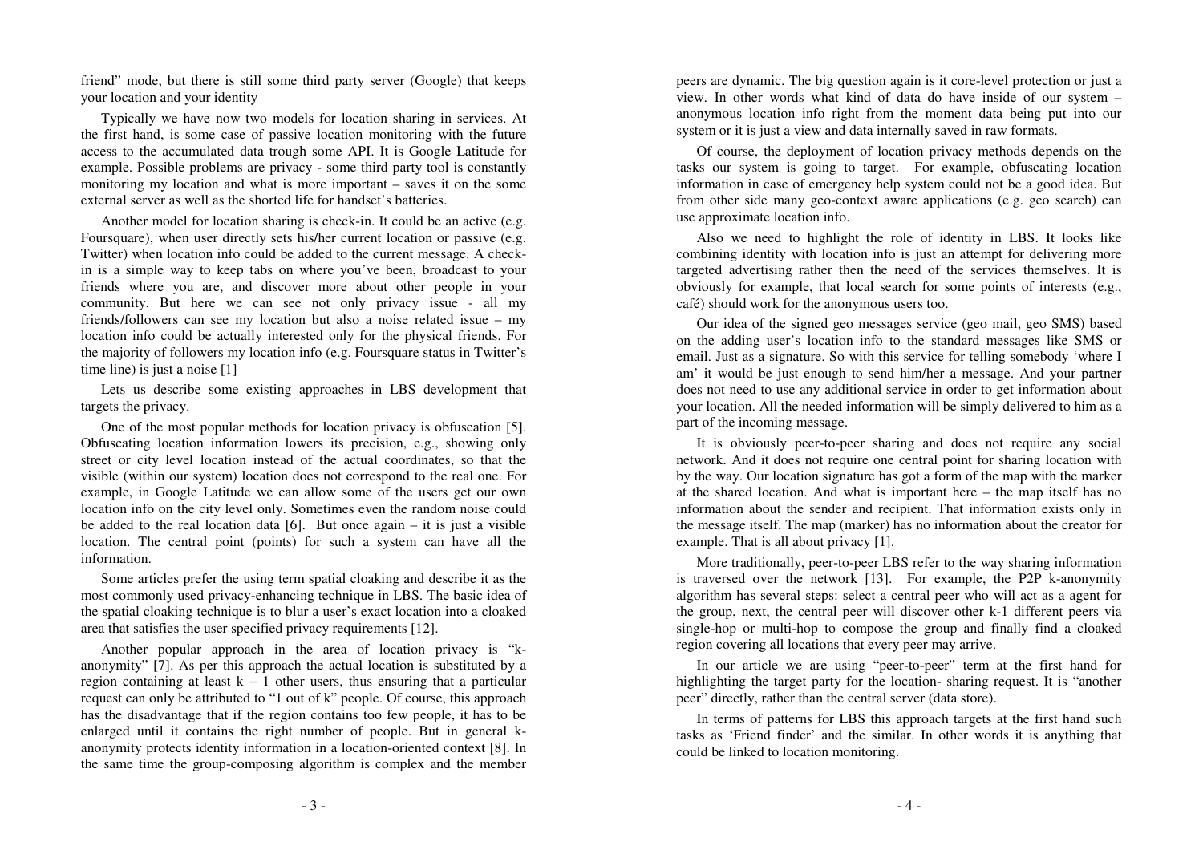friend" mode, but there is still some third party server (Google) that keeps your location and your identity

Typically we have now two models for location sharing in services. At the first hand, is some case of passive location monitoring with the future access to the accumulated data trough some API. It is Google Latitude for example. Possible problems are privacy - some third party tool is constantly monitoring my location and what is more important – saves it on the some external server as well as the shorted life for handset's batteries.

Another model for location sharing is check-in. It could be an active (e.g. Foursquare), when user directly sets his/her current location or passive (e.g. Twitter) when location info could be added to the current message. A check-in is a simple way to keep tabs on where you've been, broadcast to your friends where you are, and discover more about other people in your community. But here we can see not only privacy issue - all my friends/followers can see my location but also a noise related issue – my location info could be actually interested only for the physical friends. For the majority of followers my location info (e.g. Foursquare status in Twitter's time line) is just a noise [1]

Lets us describe some existing approaches in LBS development that targets the privacy.

One of the most popular methods for location privacy is obfuscation [5]. Obfuscating location information lowers its precision, e.g., showing only street or city level location instead of the actual coordinates, so that the visible (within our system) location does not correspond to the real one. For example, in Google Latitude we can allow some of the users get our own location info on the city level only. Sometimes even the random noise could be added to the real location data [6]. But once again – it is just a visible location. The central point (points) for such a system can have all the information.

Some articles prefer the using term spatial cloaking and describe it as the most commonly used privacy-enhancing technique in LBS. The basic idea of the spatial cloaking technique is to blur a user's exact location into a cloaked area that satisfies the user specified privacy requirements [12].

Another popular approach in the area of location privacy is "k-anonymity" [7]. As per this approach the actual location is substituted by a region containing at least $k - 1$ other users, thus ensuring that a particular request can only be attributed to "1 out of k" people. Of course, this approach has the disadvantage that if the region contains too few people, it has to be enlarged until it contains the right number of people. But in general k-anonymity protects identity information in a location-oriented context [8]. In the same time the group-composing algorithm is complex and the member peers are dynamic. The big question again is it core-level protection or just a view. In other words what kind of data do have inside of our system – anonymous location info right from the moment data being put into our system or it is just a view and data internally saved in raw formats.

Of course, the deployment of location privacy methods depends on the tasks our system is going to target. For example, obfuscating location information in case of emergency help system could not be a good idea. But from other side many geo-context aware applications (e.g. geo search) can use approximate location info.

Also we need to highlight the role of identity in LBS. It looks like combining identity with location info is just an attempt for delivering more targeted advertising rather then the need of the services themselves. It is obviously for example, that local search for some points of interests (e.g., café) should work for the anonymous users too.

Our idea of the signed geo messages service (geo mail, geo SMS) based on the adding user's location info to the standard messages like SMS or email. Just as a signature. So with this service for telling somebody 'where I am' it would be just enough to send him/her a message. And your partner does not need to use any additional service in order to get information about your location. All the needed information will be simply delivered to him as a part of the incoming message.

It is obviously peer-to-peer sharing and does not require any social network. And it does not require one central point for sharing location with by the way. Our location signature has got a form of the map with the marker at the shared location. And what is important here – the map itself has no information about the sender and recipient. That information exists only in the message itself. The map (marker) has no information about the creator for example. That is all about privacy [1].

More traditionally, peer-to-peer LBS refer to the way sharing information is traversed over the network [13]. For example, the P2P k-anonymity algorithm has several steps: select a central peer who will act as a agent for the group, next, the central peer will discover other k-1 different peers via single-hop or multi-hop to compose the group and finally find a cloaked region covering all locations that every peer may arrive.

In our article we are using "peer-to-peer" term at the first hand for highlighting the target party for the location- sharing request. It is "another peer" directly, rather than the central server (data store).

In terms of patterns for LBS this approach targets at the first hand such tasks as 'Friend finder' and the similar. In other words it is anything that could be linked to location monitoring.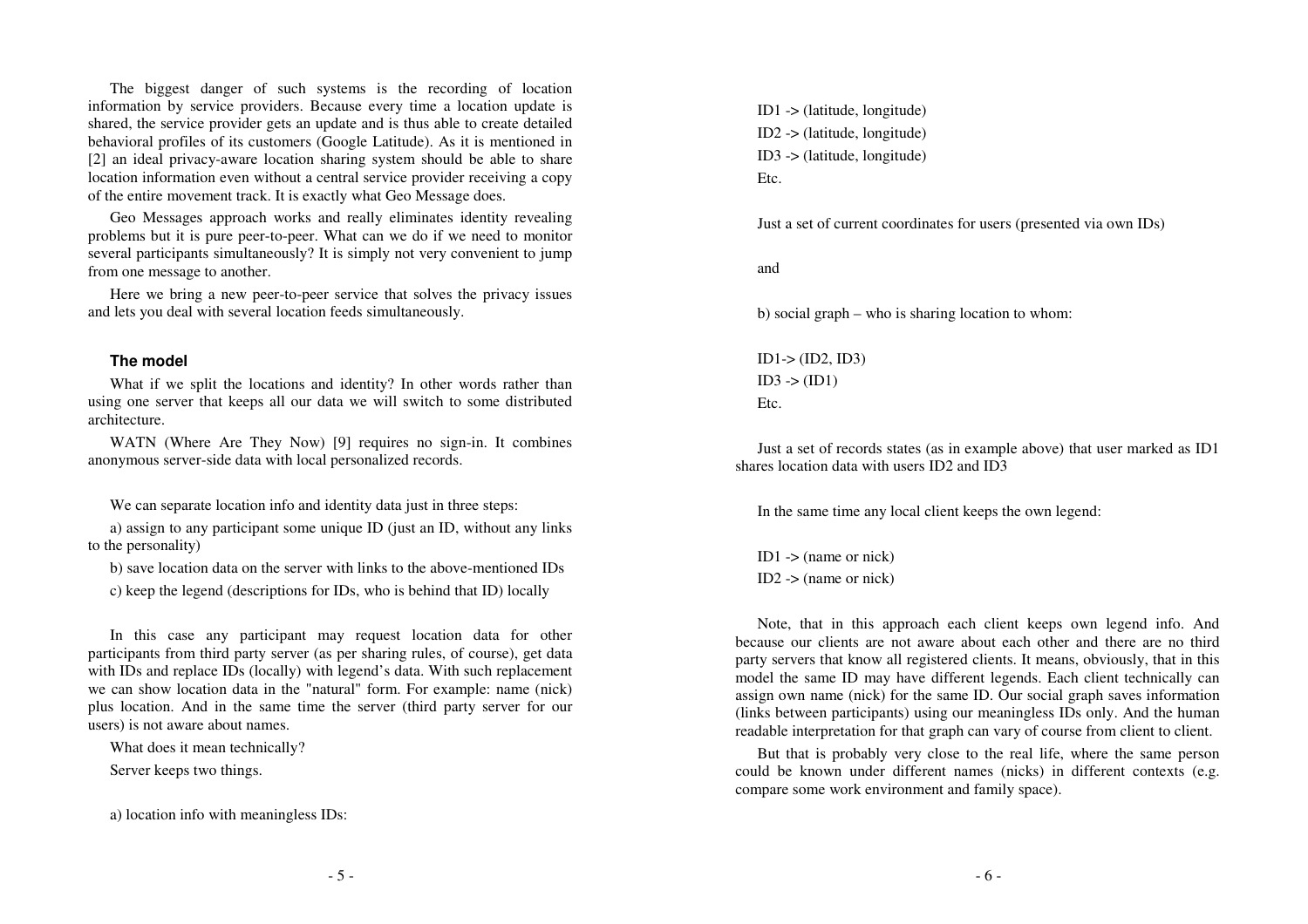The biggest danger of such systems is the recording of location information by service providers. Because every time a location update is shared, the service provider gets an update and is thus able to create detailed behavioral profiles of its customers (Google Latitude). As it is mentioned in [2] an ideal privacy-aware location sharing system should be able to share location information even without a central service provider receiving a copy of the entire movement track. It is exactly what Geo Message does.

Geo Messages approach works and really eliminates identity revealing problems but it is pure peer-to-peer. What can we do if we need to monitor several participants simultaneously? It is simply not very convenient to jump from one message to another.

Here we bring a new peer-to-peer service that solves the privacy issues and lets you deal with several location feeds simultaneously.

### The model

What if we split the locations and identity? In other words rather than using one server that keeps all our data we will switch to some distributed architecture.

WATN (Where Are They Now) [9] requires no sign-in. It combines anonymous server-side data with local personalized records.

We can separate location info and identity data just in three steps:

a) assign to any participant some unique ID (just an ID, without any links to the personality)

b) save location data on the server with links to the above-mentioned IDs

c) keep the legend (descriptions for IDs, who is behind that ID) locally

In this case any participant may request location data for other participants from third party server (as per sharing rules, of course), get data with IDs and replace IDs (locally) with legend's data. With such replacement we can show location data in the "natural" form. For example: name (nick) plus location. And in the same time the server (third party server for our users) is not aware about names.

What does it mean technically?

Server keeps two things.

a) location info with meaningless IDs:

ID1 -> (latitude, longitude)

ID2 -> (latitude, longitude)

ID3 -> (latitude, longitude)

Etc.

Just a set of current coordinates for users (presented via own IDs)

and

b) social graph – who is sharing location to whom:

ID1-> (ID2, ID3)

ID3 -> (ID1)

Etc.

Just a set of records states (as in example above) that user marked as ID1 shares location data with users ID2 and ID3

In the same time any local client keeps the own legend:

ID1 -> (name or nick)

ID2 -> (name or nick)

Note, that in this approach each client keeps own legend info. And because our clients are not aware about each other and there are no third party servers that know all registered clients. It means, obviously, that in this model the same ID may have different legends. Each client technically can assign own name (nick) for the same ID. Our social graph saves information (links between participants) using our meaningless IDs only. And the human readable interpretation for that graph can vary of course from client to client.

But that is probably very close to the real life, where the same person could be known under different names (nicks) in different contexts (e.g. compare some work environment and family space).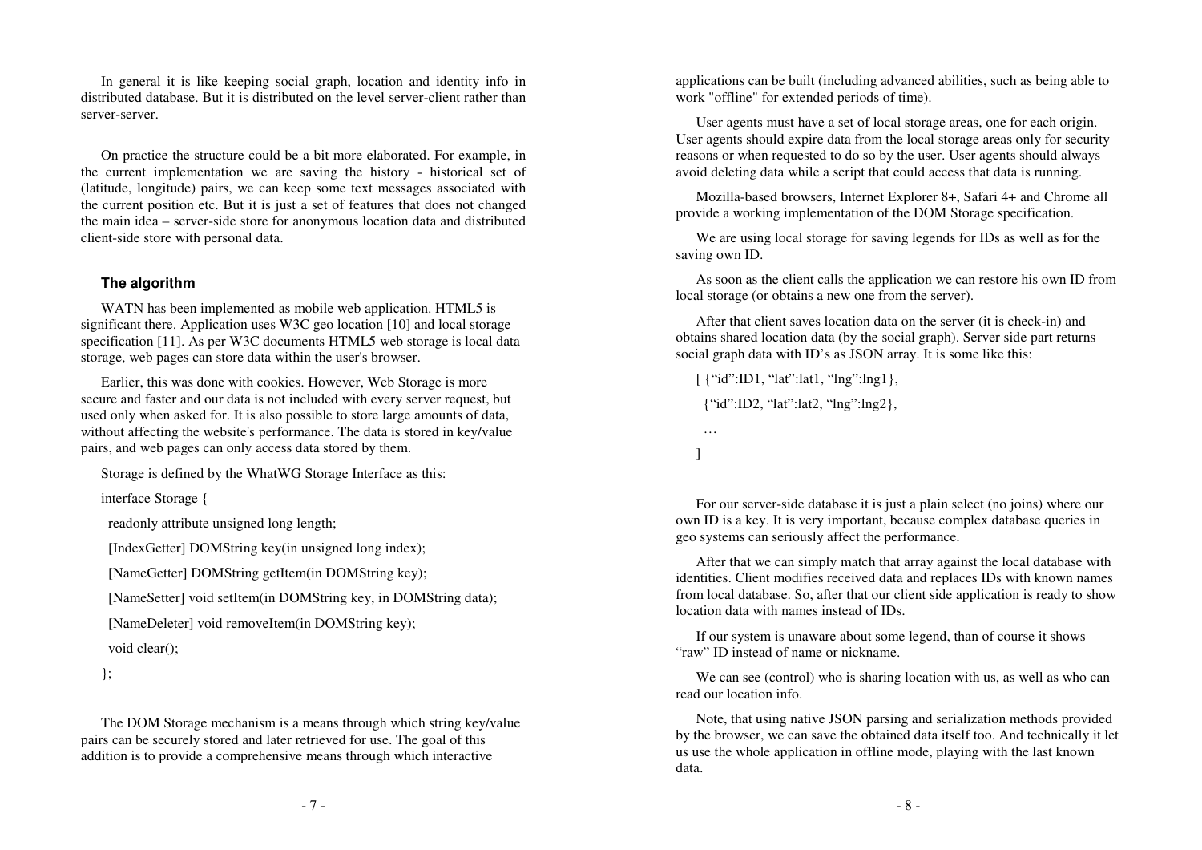In general it is like keeping social graph, location and identity info in distributed database. But it is distributed on the level server-client rather than server-server.

On practice the structure could be a bit more elaborated. For example, in the current implementation we are saving the history - historical set of (latitude, longitude) pairs, we can keep some text messages associated with the current position etc. But it is just a set of features that does not changed the main idea – server-side store for anonymous location data and distributed client-side store with personal data.

### The algorithm

WATN has been implemented as mobile web application. HTML5 is significant there. Application uses W3C geo location [10] and local storage specification [11]. As per W3C documents HTML5 web storage is local data storage, web pages can store data within the user's browser.

Earlier, this was done with cookies. However, Web Storage is more secure and faster and our data is not included with every server request, but used only when asked for. It is also possible to store large amounts of data, without affecting the website's performance. The data is stored in key/value pairs, and web pages can only access data stored by them.

Storage is defined by the WhatWG Storage Interface as this:

```
interface Storage {
  readonly attribute unsigned long length;
  [IndexGetter] DOMString key(in unsigned long index);
  [NameGetter] DOMString getItem(in DOMString key);
  [NameSetter] void setItem(in DOMString key, in DOMString data);
  [NameDeleter] void removeItem(in DOMString key);
  void clear();
};
```

The DOM Storage mechanism is a means through which string key/value pairs can be securely stored and later retrieved for use. The goal of this addition is to provide a comprehensive means through which interactive applications can be built (including advanced abilities, such as being able to work "offline" for extended periods of time).

User agents must have a set of local storage areas, one for each origin. User agents should expire data from the local storage areas only for security reasons or when requested to do so by the user. User agents should always avoid deleting data while a script that could access that data is running.

Mozilla-based browsers, Internet Explorer 8+, Safari 4+ and Chrome all provide a working implementation of the DOM Storage specification.

We are using local storage for saving legends for IDs as well as for the saving own ID.

As soon as the client calls the application we can restore his own ID from local storage (or obtains a new one from the server).

After that client saves location data on the server (it is check-in) and obtains shared location data (by the social graph). Server side part returns social graph data with ID's as JSON array. It is some like this:

```
[ {"id":ID1, "lat":lat1, "lng":lng1},
  {"id":ID2, "lat":lat2, "lng":lng2},
  …
]
```

For our server-side database it is just a plain select (no joins) where our own ID is a key. It is very important, because complex database queries in geo systems can seriously affect the performance.

After that we can simply match that array against the local database with identities. Client modifies received data and replaces IDs with known names from local database. So, after that our client side application is ready to show location data with names instead of IDs.

If our system is unaware about some legend, than of course it shows "raw" ID instead of name or nickname.

We can see (control) who is sharing location with us, as well as who can read our location info.

Note, that using native JSON parsing and serialization methods provided by the browser, we can save the obtained data itself too. And technically it let us use the whole application in offline mode, playing with the last known data.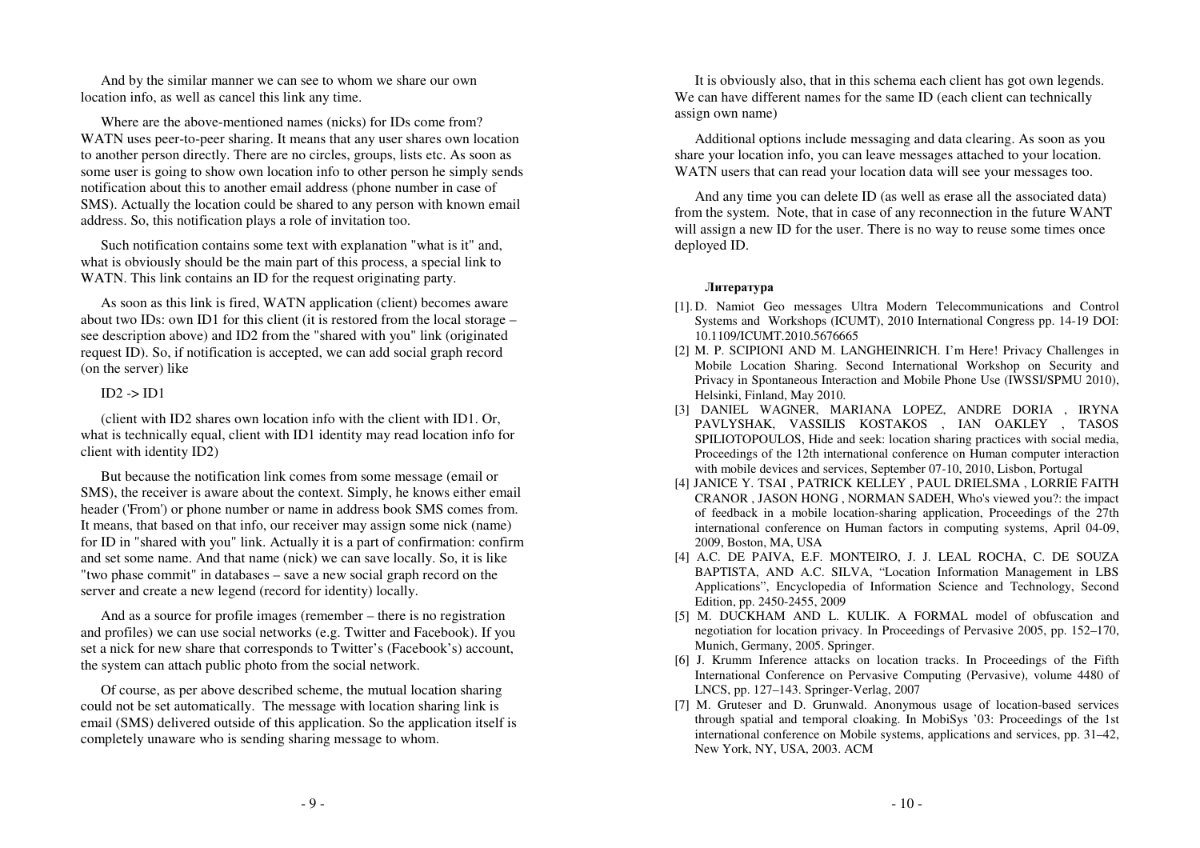And by the similar manner we can see to whom we share our own location info, as well as cancel this link any time.

Where are the above-mentioned names (nicks) for IDs come from? WATN uses peer-to-peer sharing. It means that any user shares own location to another person directly. There are no circles, groups, lists etc. As soon as some user is going to show own location info to other person he simply sends notification about this to another email address (phone number in case of SMS). Actually the location could be shared to any person with known email address. So, this notification plays a role of invitation too.

Such notification contains some text with explanation "what is it" and, what is obviously should be the main part of this process, a special link to WATN. This link contains an ID for the request originating party.

As soon as this link is fired, WATN application (client) becomes aware about two IDs: own ID1 for this client (it is restored from the local storage – see description above) and ID2 from the "shared with you" link (originated request ID). So, if notification is accepted, we can add social graph record (on the server) like

ID2 -> ID1

(client with ID2 shares own location info with the client with ID1. Or, what is technically equal, client with ID1 identity may read location info for client with identity ID2)

But because the notification link comes from some message (email or SMS), the receiver is aware about the context. Simply, he knows either email header ('From') or phone number or name in address book SMS comes from. It means, that based on that info, our receiver may assign some nick (name) for ID in "shared with you" link. Actually it is a part of confirmation: confirm and set some name. And that name (nick) we can save locally. So, it is like "two phase commit" in databases – save a new social graph record on the server and create a new legend (record for identity) locally.

And as a source for profile images (remember – there is no registration and profiles) we can use social networks (e.g. Twitter and Facebook). If you set a nick for new share that corresponds to Twitter's (Facebook's) account, the system can attach public photo from the social network.

Of course, as per above described scheme, the mutual location sharing could not be set automatically. The message with location sharing link is email (SMS) delivered outside of this application. So the application itself is completely unaware who is sending sharing message to whom.

It is obviously also, that in this schema each client has got own legends. We can have different names for the same ID (each client can technically assign own name)

Additional options include messaging and data clearing. As soon as you share your location info, you can leave messages attached to your location. WATN users that can read your location data will see your messages too.

And any time you can delete ID (as well as erase all the associated data) from the system. Note, that in case of any reconnection in the future WANT will assign a new ID for the user. There is no way to reuse some times once deployed ID.

**Литература**

[1]. D. Namiot Geo messages Ultra Modern Telecommunications and Control Systems and Workshops (ICUMT), 2010 International Congress pp. 14-19 DOI: 10.1109/ICUMT.2010.5676665

[2] M. P. SCIPIONI AND M. LANGHEINRICH. I'm Here! Privacy Challenges in Mobile Location Sharing. Second International Workshop on Security and Privacy in Spontaneous Interaction and Mobile Phone Use (IWSSI/SPMU 2010), Helsinki, Finland, May 2010.

[3] DANIEL WAGNER, MARIANA LOPEZ, ANDRE DORIA , IRYNA PAVLYSHAK, VASSILIS KOSTAKOS , IAN OAKLEY , TASOS SPILIOTOPOULOS, Hide and seek: location sharing practices with social media, Proceedings of the 12th international conference on Human computer interaction with mobile devices and services, September 07-10, 2010, Lisbon, Portugal

[4] JANICE Y. TSAI , PATRICK KELLEY , PAUL DRIELSMA , LORRIE FAITH CRANOR , JASON HONG , NORMAN SADEH, Who's viewed you?: the impact of feedback in a mobile location-sharing application, Proceedings of the 27th international conference on Human factors in computing systems, April 04-09, 2009, Boston, MA, USA

[4] A.C. DE PAIVA, E.F. MONTEIRO, J. J. LEAL ROCHA, C. DE SOUZA BAPTISTA, AND A.C. SILVA, "Location Information Management in LBS Applications", Encyclopedia of Information Science and Technology, Second Edition, pp. 2450-2455, 2009

[5] M. DUCKHAM AND L. KULIK. A FORMAL model of obfuscation and negotiation for location privacy. In Proceedings of Pervasive 2005, pp. 152–170, Munich, Germany, 2005. Springer.

[6] J. Krumm Inference attacks on location tracks. In Proceedings of the Fifth International Conference on Pervasive Computing (Pervasive), volume 4480 of LNCS, pp. 127–143. Springer-Verlag, 2007

[7] M. Gruteser and D. Grunwald. Anonymous usage of location-based services through spatial and temporal cloaking. In MobiSys '03: Proceedings of the 1st international conference on Mobile systems, applications and services, pp. 31–42, New York, NY, USA, 2003. ACM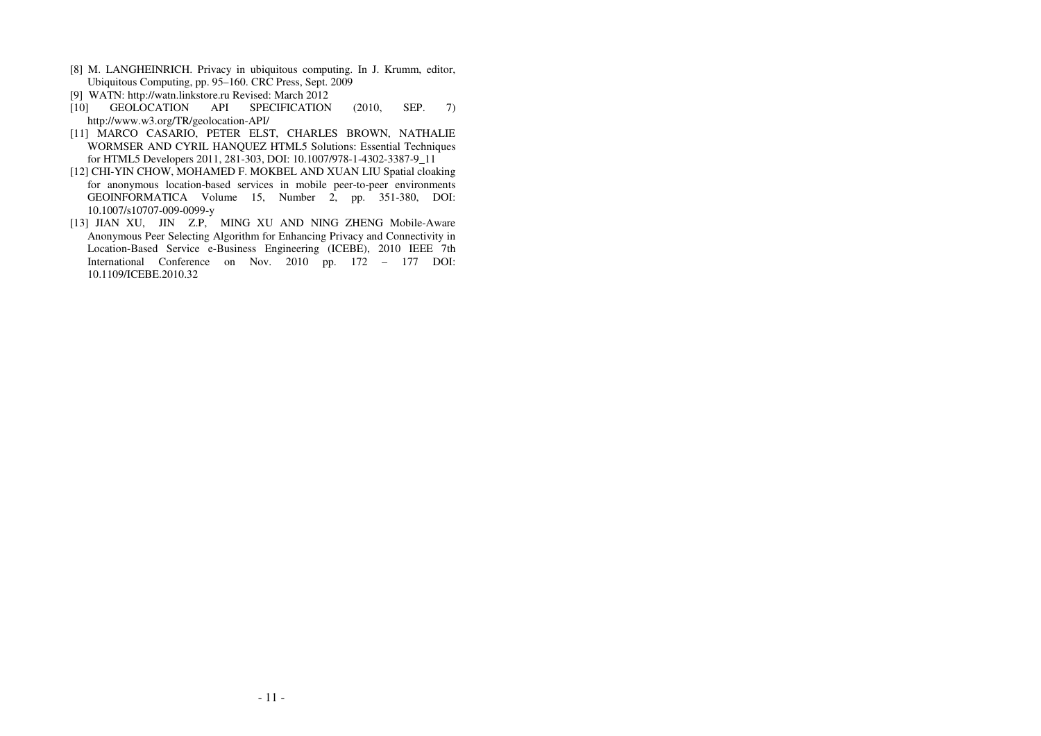[8] M. LANGHEINRICH. Privacy in ubiquitous computing. In J. Krumm, editor, Ubiquitous Computing, pp. 95–160. CRC Press, Sept. 2009

[9] WATN: http://watn.linkstore.ru Revised: March 2012

[10] GEOLOCATION API SPECIFICATION (2010, SEP. 7) http://www.w3.org/TR/geolocation-API/

[11] MARCO CASARIO, PETER ELST, CHARLES BROWN, NATHALIE WORMSER AND CYRIL HANQUEZ HTML5 Solutions: Essential Techniques for HTML5 Developers 2011, 281-303, DOI: 10.1007/978-1-4302-3387-9_11

[12] CHI-YIN CHOW, MOHAMED F. MOKBEL AND XUAN LIU Spatial cloaking for anonymous location-based services in mobile peer-to-peer environments GEOINFORMATICA Volume 15, Number 2, pp. 351-380, DOI: 10.1007/s10707-009-0099-y

[13] JIAN XU, JIN Z.P, MING XU AND NING ZHENG Mobile-Aware Anonymous Peer Selecting Algorithm for Enhancing Privacy and Connectivity in Location-Based Service e-Business Engineering (ICEBE), 2010 IEEE 7th International Conference on Nov. 2010 pp. 172 – 177 DOI: 10.1109/ICEBE.2010.32